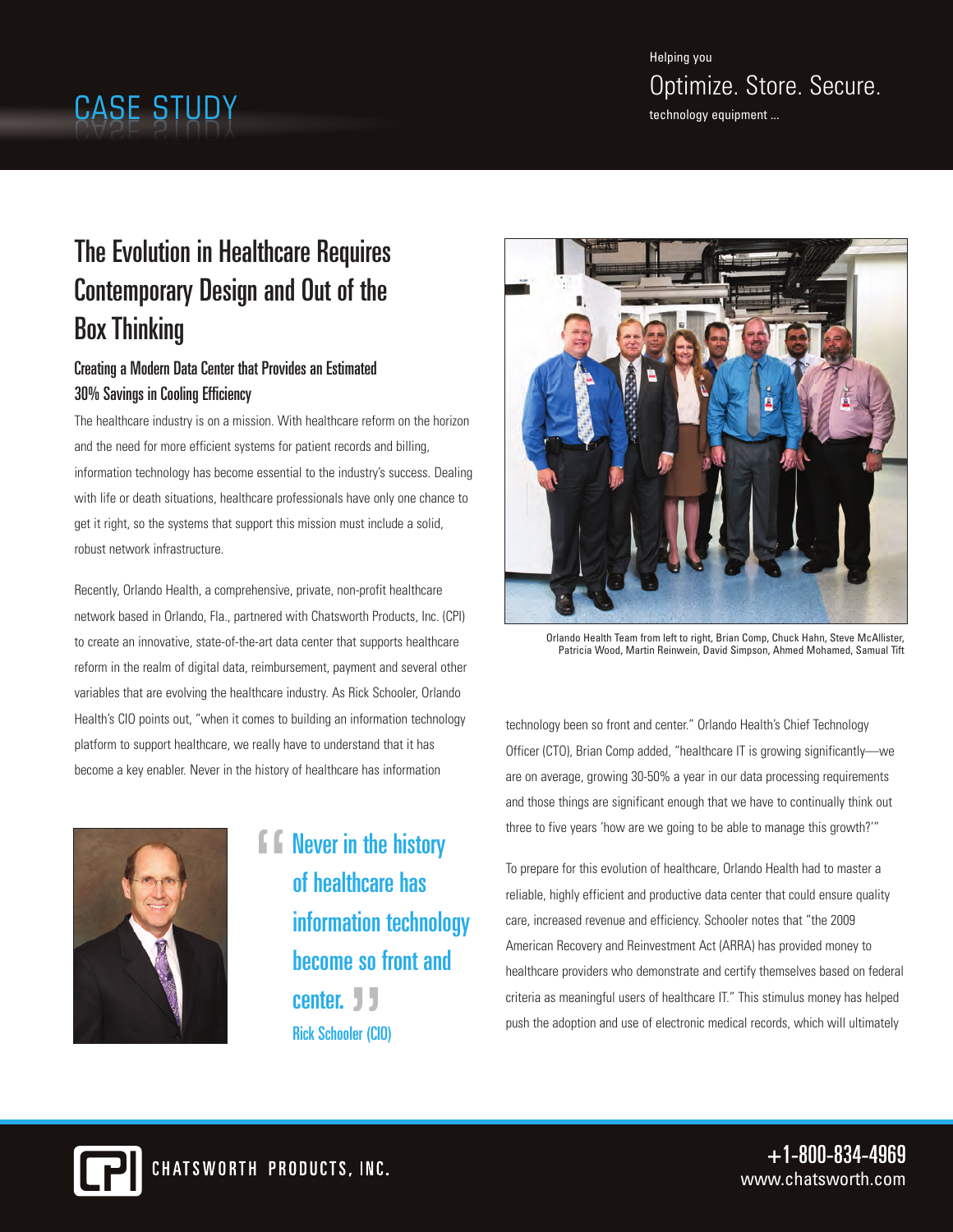CASE STUDY

Helping you

Optimize. Store. Secure.

technology equipment ...

# The Evolution in Healthcare Requires Contemporary Design and Out of the Box Thinking

## Creating a Modern Data Center that Provides an Estimated 30% Savings in Cooling Efficiency

The healthcare industry is on a mission. With healthcare reform on the horizon and the need for more efficient systems for patient records and billing, information technology has become essential to the industry's success. Dealing with life or death situations, healthcare professionals have only one chance to get it right, so the systems that support this mission must include a solid, robust network infrastructure.

Recently, Orlando Health, a comprehensive, private, non-profit healthcare network based in Orlando, Fla., partnered with Chatsworth Products, Inc. (CPI) to create an innovative, state-of-the-art data center that supports healthcare reform in the realm of digital data, reimbursement, payment and several other variables that are evolving the healthcare industry. As Rick Schooler, Orlando Health's CIO points out, "when it comes to building an information technology platform to support healthcare, we really have to understand that it has become a key enabler. Never in the history of healthcare has information technology been so front and center." Orlando Health's Chief Technology Officer (CTO), Brian Comp added, "healthcare IT is growing significantly—we are on average, growing 30-50% a year in our data processing requirements and those things are significant enough that we have to continually think out three to five years 'how are we going to be able to manage this growth?'"

> "Never in the history of healthcare has information technology become so front and center."
>
> Rick Schooler (CIO)

Orlando Health Team from left to right, Brian Comp, Chuck Hahn, Steve McAllister, Patricia Wood, Martin Reinwein, David Simpson, Ahmed Mohamed, Samual Tift

To prepare for this evolution of healthcare, Orlando Health had to master a reliable, highly efficient and productive data center that could ensure quality care, increased revenue and efficiency. Schooler notes that "the 2009 American Recovery and Reinvestment Act (ARRA) has provided money to healthcare providers who demonstrate and certify themselves based on federal criteria as meaningful users of healthcare IT." This stimulus money has helped push the adoption and use of electronic medical records, which will ultimately

CHATSWORTH PRODUCTS, INC.

+1-800-834-4969
www.chatsworth.com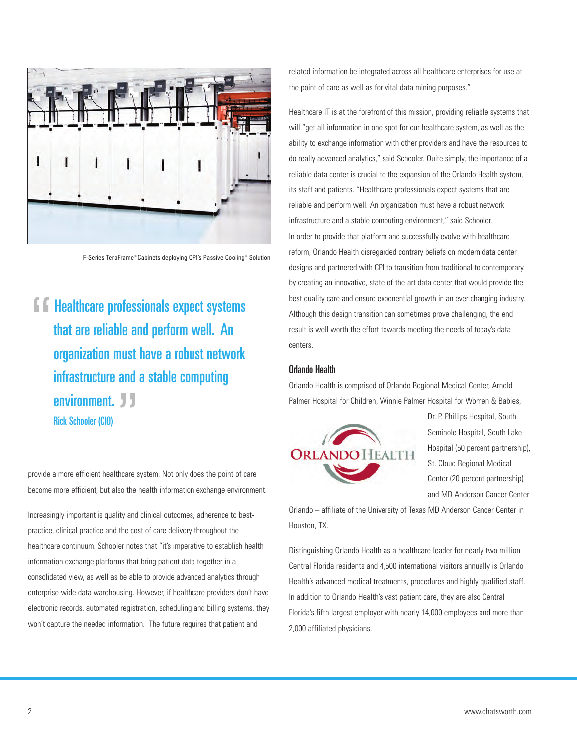F-Series TeraFrame® Cabinets deploying CPI's Passive Cooling® Solution

> "Healthcare professionals expect systems that are reliable and perform well. An organization must have a robust network infrastructure and a stable computing environment."
>
> Rick Schooler (CIO)

provide a more efficient healthcare system. Not only does the point of care become more efficient, but also the health information exchange environment.

Increasingly important is quality and clinical outcomes, adherence to best-practice, clinical practice and the cost of care delivery throughout the healthcare continuum. Schooler notes that "it's imperative to establish health information exchange platforms that bring patient data together in a consolidated view, as well as be able to provide advanced analytics through enterprise-wide data warehousing. However, if healthcare providers don't have electronic records, automated registration, scheduling and billing systems, they won't capture the needed information. The future requires that patient and related information be integrated across all healthcare enterprises for use at the point of care as well as for vital data mining purposes."

Healthcare IT is at the forefront of this mission, providing reliable systems that will "get all information in one spot for our healthcare system, as well as the ability to exchange information with other providers and have the resources to do really advanced analytics," said Schooler. Quite simply, the importance of a reliable data center is crucial to the expansion of the Orlando Health system, its staff and patients. "Healthcare professionals expect systems that are reliable and perform well. An organization must have a robust network infrastructure and a stable computing environment," said Schooler.
In order to provide that platform and successfully evolve with healthcare reform, Orlando Health disregarded contrary beliefs on modern data center designs and partnered with CPI to transition from traditional to contemporary by creating an innovative, state-of-the-art data center that would provide the best quality care and ensure exponential growth in an ever-changing industry. Although this design transition can sometimes prove challenging, the end result is well worth the effort towards meeting the needs of today's data centers.

## Orlando Health

Orlando Health is comprised of Orlando Regional Medical Center, Arnold Palmer Hospital for Children, Winnie Palmer Hospital for Women & Babies, Dr. P. Phillips Hospital, South Seminole Hospital, South Lake Hospital (50 percent partnership), St. Cloud Regional Medical Center (20 percent partnership) and MD Anderson Cancer Center Orlando – affiliate of the University of Texas MD Anderson Cancer Center in Houston, TX.

Distinguishing Orlando Health as a healthcare leader for nearly two million Central Florida residents and 4,500 international visitors annually is Orlando Health's advanced medical treatments, procedures and highly qualified staff. In addition to Orlando Health's vast patient care, they are also Central Florida's fifth largest employer with nearly 14,000 employees and more than 2,000 affiliated physicians.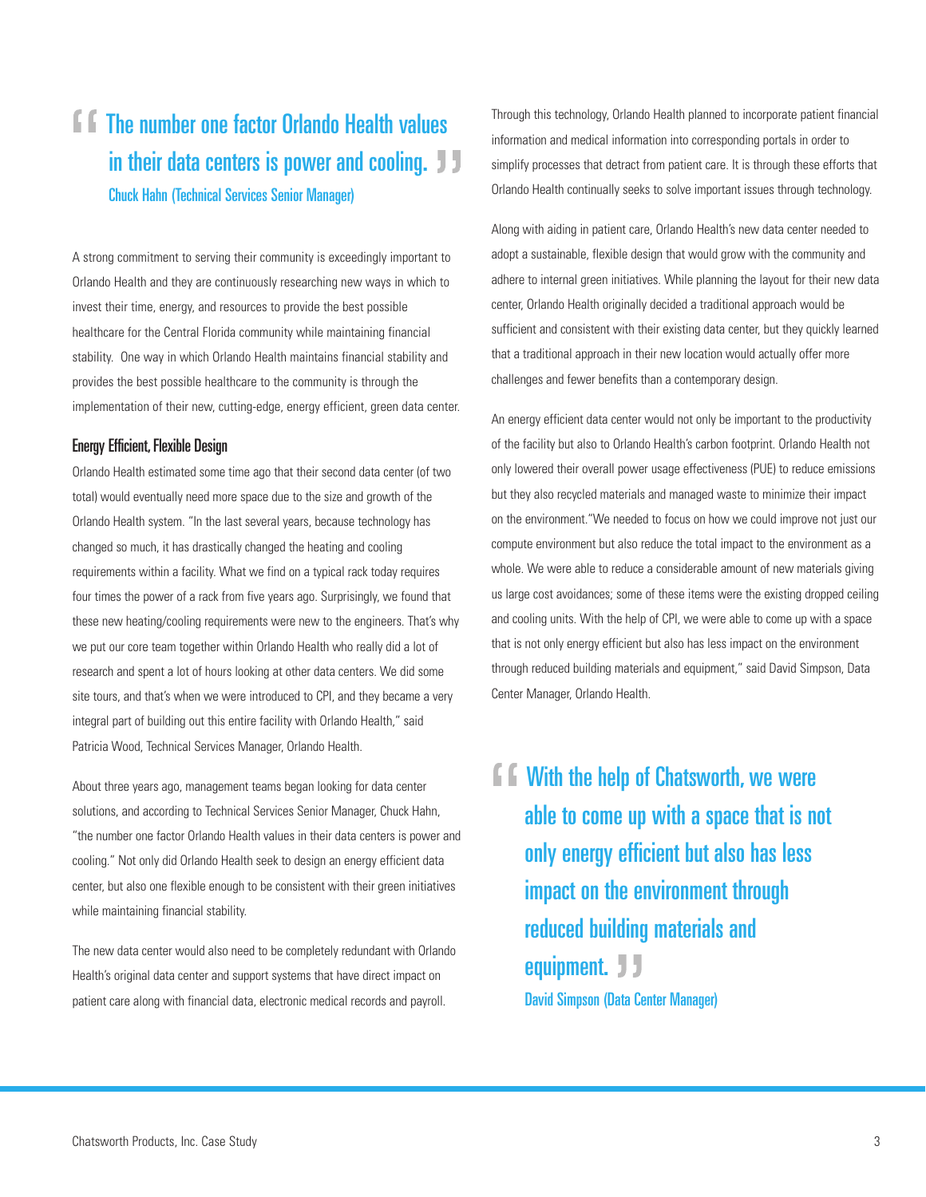> The number one factor Orlando Health values in their data centers is power and cooling.
>
> Chuck Hahn (Technical Services Senior Manager)

A strong commitment to serving their community is exceedingly important to Orlando Health and they are continuously researching new ways in which to invest their time, energy, and resources to provide the best possible healthcare for the Central Florida community while maintaining financial stability. One way in which Orlando Health maintains financial stability and provides the best possible healthcare to the community is through the implementation of their new, cutting-edge, energy efficient, green data center.

### Energy Efficient, Flexible Design

Orlando Health estimated some time ago that their second data center (of two total) would eventually need more space due to the size and growth of the Orlando Health system. "In the last several years, because technology has changed so much, it has drastically changed the heating and cooling requirements within a facility. What we find on a typical rack today requires four times the power of a rack from five years ago. Surprisingly, we found that these new heating/cooling requirements were new to the engineers. That's why we put our core team together within Orlando Health who really did a lot of research and spent a lot of hours looking at other data centers. We did some site tours, and that's when we were introduced to CPI, and they became a very integral part of building out this entire facility with Orlando Health," said Patricia Wood, Technical Services Manager, Orlando Health.

About three years ago, management teams began looking for data center solutions, and according to Technical Services Senior Manager, Chuck Hahn, "the number one factor Orlando Health values in their data centers is power and cooling." Not only did Orlando Health seek to design an energy efficient data center, but also one flexible enough to be consistent with their green initiatives while maintaining financial stability.

The new data center would also need to be completely redundant with Orlando Health's original data center and support systems that have direct impact on patient care along with financial data, electronic medical records and payroll. Through this technology, Orlando Health planned to incorporate patient financial information and medical information into corresponding portals in order to simplify processes that detract from patient care. It is through these efforts that Orlando Health continually seeks to solve important issues through technology.

Along with aiding in patient care, Orlando Health's new data center needed to adopt a sustainable, flexible design that would grow with the community and adhere to internal green initiatives. While planning the layout for their new data center, Orlando Health originally decided a traditional approach would be sufficient and consistent with their existing data center, but they quickly learned that a traditional approach in their new location would actually offer more challenges and fewer benefits than a contemporary design.

An energy efficient data center would not only be important to the productivity of the facility but also to Orlando Health's carbon footprint. Orlando Health not only lowered their overall power usage effectiveness (PUE) to reduce emissions but they also recycled materials and managed waste to minimize their impact on the environment."We needed to focus on how we could improve not just our compute environment but also reduce the total impact to the environment as a whole. We were able to reduce a considerable amount of new materials giving us large cost avoidances; some of these items were the existing dropped ceiling and cooling units. With the help of CPI, we were able to come up with a space that is not only energy efficient but also has less impact on the environment through reduced building materials and equipment," said David Simpson, Data Center Manager, Orlando Health.

> With the help of Chatsworth, we were able to come up with a space that is not only energy efficient but also has less impact on the environment through reduced building materials and equipment.
>
> David Simpson (Data Center Manager)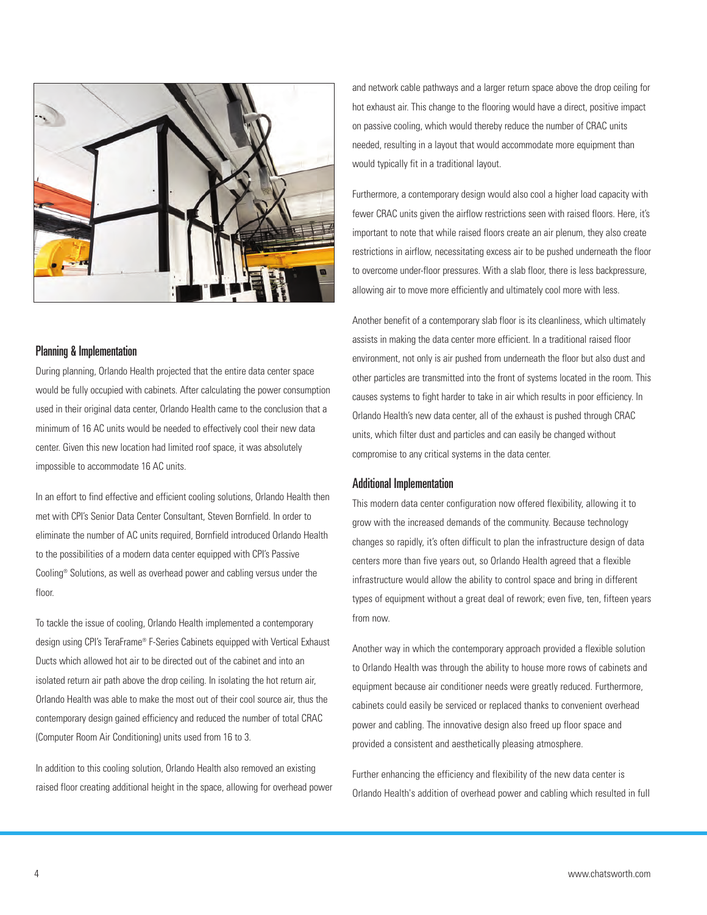## Planning & Implementation

During planning, Orlando Health projected that the entire data center space would be fully occupied with cabinets. After calculating the power consumption used in their original data center, Orlando Health came to the conclusion that a minimum of 16 AC units would be needed to effectively cool their new data center. Given this new location had limited roof space, it was absolutely impossible to accommodate 16 AC units.

In an effort to find effective and efficient cooling solutions, Orlando Health then met with CPI's Senior Data Center Consultant, Steven Bornfield. In order to eliminate the number of AC units required, Bornfield introduced Orlando Health to the possibilities of a modern data center equipped with CPI's Passive Cooling® Solutions, as well as overhead power and cabling versus under the floor.

To tackle the issue of cooling, Orlando Health implemented a contemporary design using CPI's TeraFrame® F-Series Cabinets equipped with Vertical Exhaust Ducts which allowed hot air to be directed out of the cabinet and into an isolated return air path above the drop ceiling. In isolating the hot return air, Orlando Health was able to make the most out of their cool source air, thus the contemporary design gained efficiency and reduced the number of total CRAC (Computer Room Air Conditioning) units used from 16 to 3.

In addition to this cooling solution, Orlando Health also removed an existing raised floor creating additional height in the space, allowing for overhead power and network cable pathways and a larger return space above the drop ceiling for hot exhaust air. This change to the flooring would have a direct, positive impact on passive cooling, which would thereby reduce the number of CRAC units needed, resulting in a layout that would accommodate more equipment than would typically fit in a traditional layout.

Furthermore, a contemporary design would also cool a higher load capacity with fewer CRAC units given the airflow restrictions seen with raised floors. Here, it's important to note that while raised floors create an air plenum, they also create restrictions in airflow, necessitating excess air to be pushed underneath the floor to overcome under-floor pressures. With a slab floor, there is less backpressure, allowing air to move more efficiently and ultimately cool more with less.

Another benefit of a contemporary slab floor is its cleanliness, which ultimately assists in making the data center more efficient. In a traditional raised floor environment, not only is air pushed from underneath the floor but also dust and other particles are transmitted into the front of systems located in the room. This causes systems to fight harder to take in air which results in poor efficiency. In Orlando Health's new data center, all of the exhaust is pushed through CRAC units, which filter dust and particles and can easily be changed without compromise to any critical systems in the data center.

## Additional Implementation

This modern data center configuration now offered flexibility, allowing it to grow with the increased demands of the community. Because technology changes so rapidly, it's often difficult to plan the infrastructure design of data centers more than five years out, so Orlando Health agreed that a flexible infrastructure would allow the ability to control space and bring in different types of equipment without a great deal of rework; even five, ten, fifteen years from now.

Another way in which the contemporary approach provided a flexible solution to Orlando Health was through the ability to house more rows of cabinets and equipment because air conditioner needs were greatly reduced. Furthermore, cabinets could easily be serviced or replaced thanks to convenient overhead power and cabling. The innovative design also freed up floor space and provided a consistent and aesthetically pleasing atmosphere.

Further enhancing the efficiency and flexibility of the new data center is Orlando Health's addition of overhead power and cabling which resulted in full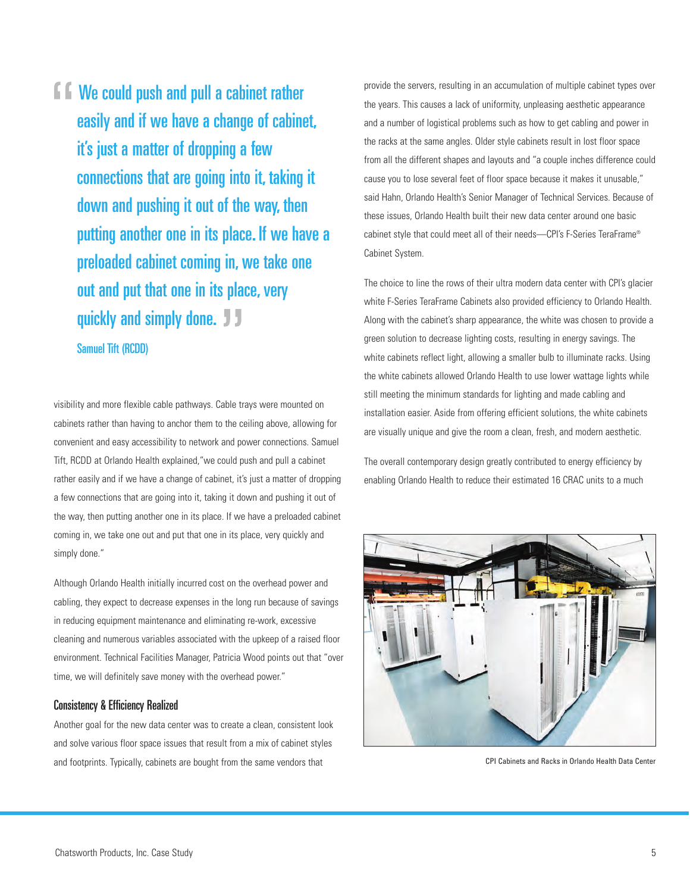> We could push and pull a cabinet rather easily and if we have a change of cabinet, it's just a matter of dropping a few connections that are going into it, taking it down and pushing it out of the way, then putting another one in its place. If we have a preloaded cabinet coming in, we take one out and put that one in its place, very quickly and simply done.
>
> Samuel Tift (RCDD)

visibility and more flexible cable pathways. Cable trays were mounted on cabinets rather than having to anchor them to the ceiling above, allowing for convenient and easy accessibility to network and power connections. Samuel Tift, RCDD at Orlando Health explained,"we could push and pull a cabinet rather easily and if we have a change of cabinet, it's just a matter of dropping a few connections that are going into it, taking it down and pushing it out of the way, then putting another one in its place. If we have a preloaded cabinet coming in, we take one out and put that one in its place, very quickly and simply done."

Although Orlando Health initially incurred cost on the overhead power and cabling, they expect to decrease expenses in the long run because of savings in reducing equipment maintenance and eliminating re-work, excessive cleaning and numerous variables associated with the upkeep of a raised floor environment. Technical Facilities Manager, Patricia Wood points out that "over time, we will definitely save money with the overhead power."

### Consistency & Efficiency Realized

Another goal for the new data center was to create a clean, consistent look and solve various floor space issues that result from a mix of cabinet styles and footprints. Typically, cabinets are bought from the same vendors that provide the servers, resulting in an accumulation of multiple cabinet types over the years. This causes a lack of uniformity, unpleasing aesthetic appearance and a number of logistical problems such as how to get cabling and power in the racks at the same angles. Older style cabinets result in lost floor space from all the different shapes and layouts and "a couple inches difference could cause you to lose several feet of floor space because it makes it unusable," said Hahn, Orlando Health's Senior Manager of Technical Services. Because of these issues, Orlando Health built their new data center around one basic cabinet style that could meet all of their needs—CPI's F-Series TeraFrame® Cabinet System.

The choice to line the rows of their ultra modern data center with CPI's glacier white F-Series TeraFrame Cabinets also provided efficiency to Orlando Health. Along with the cabinet's sharp appearance, the white was chosen to provide a green solution to decrease lighting costs, resulting in energy savings. The white cabinets reflect light, allowing a smaller bulb to illuminate racks. Using the white cabinets allowed Orlando Health to use lower wattage lights while still meeting the minimum standards for lighting and made cabling and installation easier. Aside from offering efficient solutions, the white cabinets are visually unique and give the room a clean, fresh, and modern aesthetic.

The overall contemporary design greatly contributed to energy efficiency by enabling Orlando Health to reduce their estimated 16 CRAC units to a much

CPI Cabinets and Racks in Orlando Health Data Center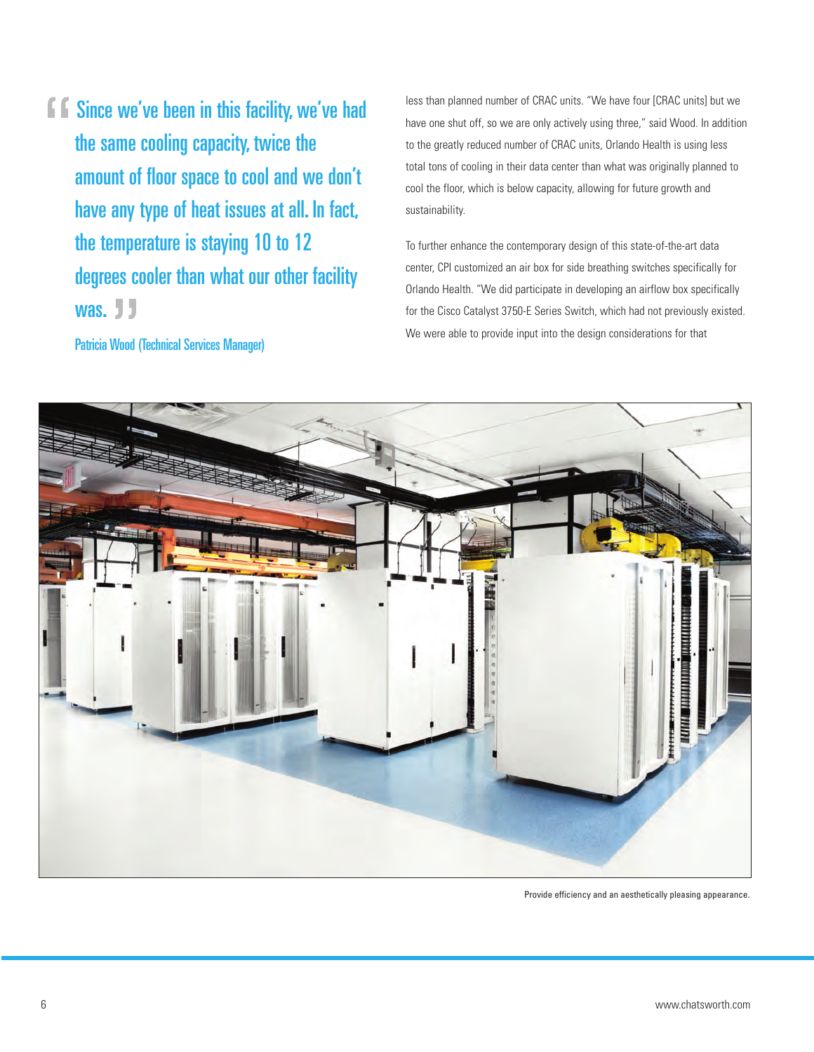> Since we've been in this facility, we've had the same cooling capacity, twice the amount of floor space to cool and we don't have any type of heat issues at all. In fact, the temperature is staying 10 to 12 degrees cooler than what our other facility was.
>
> Patricia Wood (Technical Services Manager)

less than planned number of CRAC units. "We have four [CRAC units] but we have one shut off, so we are only actively using three," said Wood. In addition to the greatly reduced number of CRAC units, Orlando Health is using less total tons of cooling in their data center than what was originally planned to cool the floor, which is below capacity, allowing for future growth and sustainability.

To further enhance the contemporary design of this state-of-the-art data center, CPI customized an air box for side breathing switches specifically for Orlando Health. "We did participate in developing an airflow box specifically for the Cisco Catalyst 3750-E Series Switch, which had not previously existed. We were able to provide input into the design considerations for that

Provide efficiency and an aesthetically pleasing appearance.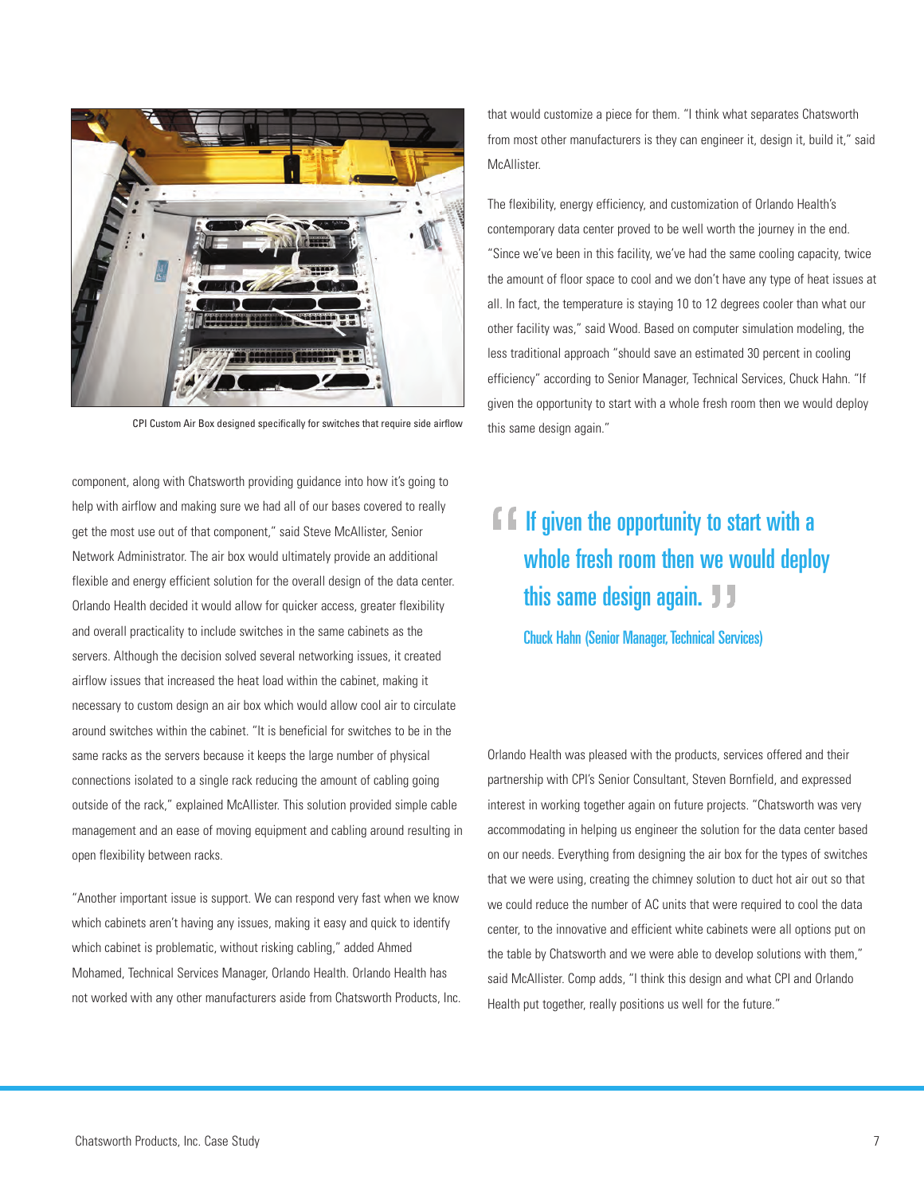CPI Custom Air Box designed specifically for switches that require side airflow

component, along with Chatsworth providing guidance into how it's going to help with airflow and making sure we had all of our bases covered to really get the most use out of that component," said Steve McAllister, Senior Network Administrator. The air box would ultimately provide an additional flexible and energy efficient solution for the overall design of the data center. Orlando Health decided it would allow for quicker access, greater flexibility and overall practicality to include switches in the same cabinets as the servers. Although the decision solved several networking issues, it created airflow issues that increased the heat load within the cabinet, making it necessary to custom design an air box which would allow cool air to circulate around switches within the cabinet. "It is beneficial for switches to be in the same racks as the servers because it keeps the large number of physical connections isolated to a single rack reducing the amount of cabling going outside of the rack," explained McAllister. This solution provided simple cable management and an ease of moving equipment and cabling around resulting in open flexibility between racks.

"Another important issue is support. We can respond very fast when we know which cabinets aren't having any issues, making it easy and quick to identify which cabinet is problematic, without risking cabling," added Ahmed Mohamed, Technical Services Manager, Orlando Health. Orlando Health has not worked with any other manufacturers aside from Chatsworth Products, Inc. that would customize a piece for them. "I think what separates Chatsworth from most other manufacturers is they can engineer it, design it, build it," said McAllister.

The flexibility, energy efficiency, and customization of Orlando Health's contemporary data center proved to be well worth the journey in the end. "Since we've been in this facility, we've had the same cooling capacity, twice the amount of floor space to cool and we don't have any type of heat issues at all. In fact, the temperature is staying 10 to 12 degrees cooler than what our other facility was," said Wood. Based on computer simulation modeling, the less traditional approach "should save an estimated 30 percent in cooling efficiency" according to Senior Manager, Technical Services, Chuck Hahn. "If given the opportunity to start with a whole fresh room then we would deploy this same design again."

> "If given the opportunity to start with a whole fresh room then we would deploy this same design again."
>
> Chuck Hahn (Senior Manager, Technical Services)

Orlando Health was pleased with the products, services offered and their partnership with CPI's Senior Consultant, Steven Bornfield, and expressed interest in working together again on future projects. "Chatsworth was very accommodating in helping us engineer the solution for the data center based on our needs. Everything from designing the air box for the types of switches that we were using, creating the chimney solution to duct hot air out so that we could reduce the number of AC units that were required to cool the data center, to the innovative and efficient white cabinets were all options put on the table by Chatsworth and we were able to develop solutions with them," said McAllister. Comp adds, "I think this design and what CPI and Orlando Health put together, really positions us well for the future."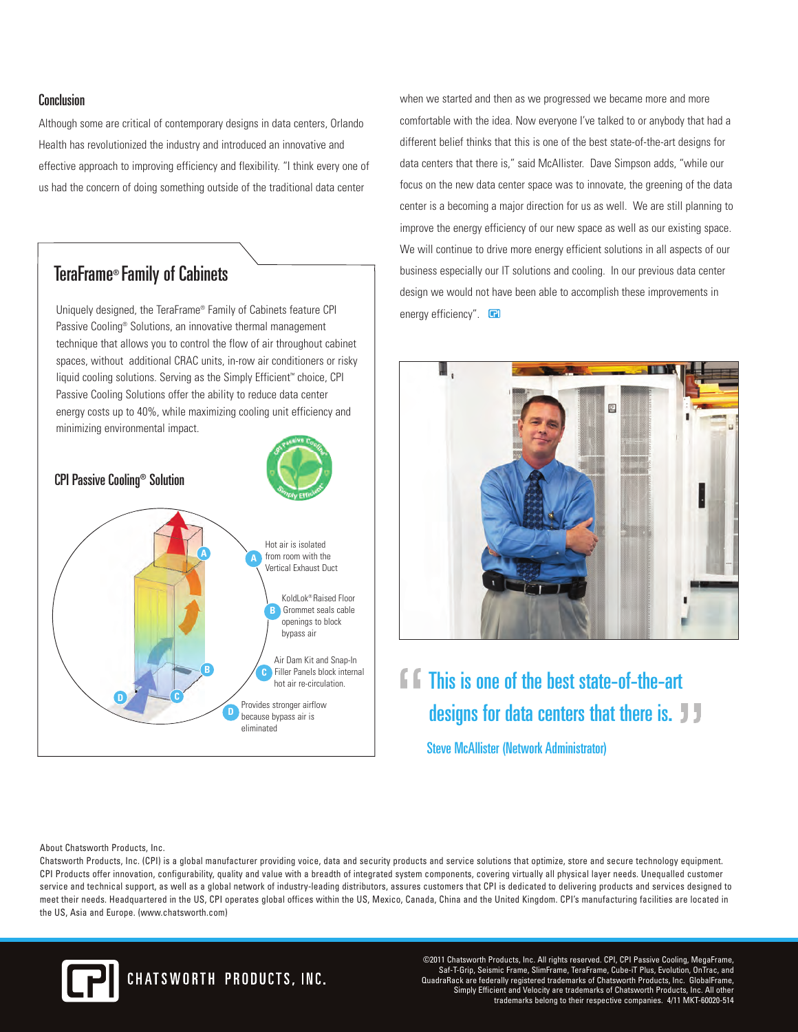## Conclusion

Although some are critical of contemporary designs in data centers, Orlando Health has revolutionized the industry and introduced an innovative and effective approach to improving efficiency and flexibility. "I think every one of us had the concern of doing something outside of the traditional data center when we started and then as we progressed we became more and more comfortable with the idea. Now everyone I've talked to or anybody that had a different belief thinks that this is one of the best state-of-the-art designs for data centers that there is," said McAllister. Dave Simpson adds, "while our focus on the new data center space was to innovate, the greening of the data center is a becoming a major direction for us as well. We are still planning to improve the energy efficiency of our new space as well as our existing space. We will continue to drive more energy efficient solutions in all aspects of our business especially our IT solutions and cooling. In our previous data center design we would not have been able to accomplish these improvements in energy efficiency".

## TeraFrame® Family of Cabinets

Uniquely designed, the TeraFrame® Family of Cabinets feature CPI Passive Cooling® Solutions, an innovative thermal management technique that allows you to control the flow of air throughout cabinet spaces, without additional CRAC units, in-row air conditioners or risky liquid cooling solutions. Serving as the Simply Efficient™ choice, CPI Passive Cooling Solutions offer the ability to reduce data center energy costs up to 40%, while maximizing cooling unit efficiency and minimizing environmental impact.

### CPI Passive Cooling® Solution

CPI Passive Cooling
Simply Efficient

A Hot air is isolated from room with the Vertical Exhaust Duct

B KoldLok® Raised Floor Grommet seals cable openings to block bypass air

C Air Dam Kit and Snap-In Filler Panels block internal hot air re-circulation.

D Provides stronger airflow because bypass air is eliminated

> "This is one of the best state-of-the-art designs for data centers that there is."
>
> Steve McAllister (Network Administrator)

About Chatsworth Products, Inc.

Chatsworth Products, Inc. (CPI) is a global manufacturer providing voice, data and security products and service solutions that optimize, store and secure technology equipment. CPI Products offer innovation, configurability, quality and value with a breadth of integrated system components, covering virtually all physical layer needs. Unequalled customer service and technical support, as well as a global network of industry-leading distributors, assures customers that CPI is dedicated to delivering products and services designed to meet their needs. Headquartered in the US, CPI operates global offices within the US, Mexico, Canada, China and the United Kingdom. CPI's manufacturing facilities are located in the US, Asia and Europe. (www.chatsworth.com)

CPI CHATSWORTH PRODUCTS, INC.

©2011 Chatsworth Products, Inc. All rights reserved. CPI, CPI Passive Cooling, MegaFrame, Saf-T-Grip, Seismic Frame, SlimFrame, TeraFrame, Cube-iT Plus, Evolution, OnTrac, and QuadraRack are federally registered trademarks of Chatsworth Products, Inc. GlobalFrame, Simply Efficient and Velocity are trademarks of Chatsworth Products, Inc. All other trademarks belong to their respective companies. 4/11 MKT-60020-514